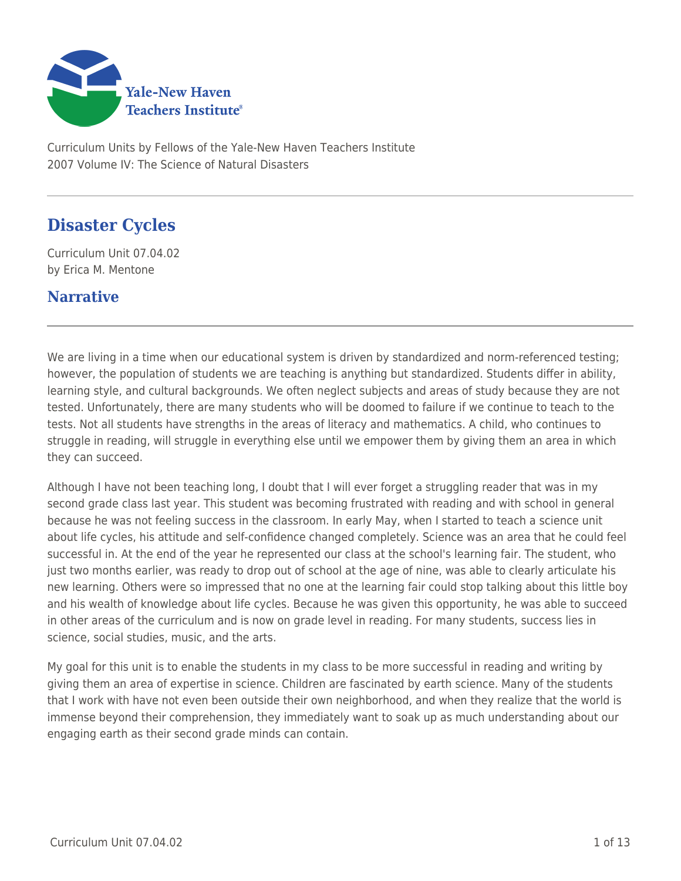Curriculum Units by Fellows of the Yale-New Haven Teachers Institute
2007 Volume IV: The Science of Natural Disasters

# Disaster Cycles

Curriculum Unit 07.04.02
by Erica M. Mentone

## Narrative

We are living in a time when our educational system is driven by standardized and norm-referenced testing; however, the population of students we are teaching is anything but standardized. Students differ in ability, learning style, and cultural backgrounds. We often neglect subjects and areas of study because they are not tested. Unfortunately, there are many students who will be doomed to failure if we continue to teach to the tests. Not all students have strengths in the areas of literacy and mathematics. A child, who continues to struggle in reading, will struggle in everything else until we empower them by giving them an area in which they can succeed.

Although I have not been teaching long, I doubt that I will ever forget a struggling reader that was in my second grade class last year. This student was becoming frustrated with reading and with school in general because he was not feeling success in the classroom. In early May, when I started to teach a science unit about life cycles, his attitude and self-confidence changed completely. Science was an area that he could feel successful in. At the end of the year he represented our class at the school's learning fair. The student, who just two months earlier, was ready to drop out of school at the age of nine, was able to clearly articulate his new learning. Others were so impressed that no one at the learning fair could stop talking about this little boy and his wealth of knowledge about life cycles. Because he was given this opportunity, he was able to succeed in other areas of the curriculum and is now on grade level in reading. For many students, success lies in science, social studies, music, and the arts.

My goal for this unit is to enable the students in my class to be more successful in reading and writing by giving them an area of expertise in science. Children are fascinated by earth science. Many of the students that I work with have not even been outside their own neighborhood, and when they realize that the world is immense beyond their comprehension, they immediately want to soak up as much understanding about our engaging earth as their second grade minds can contain.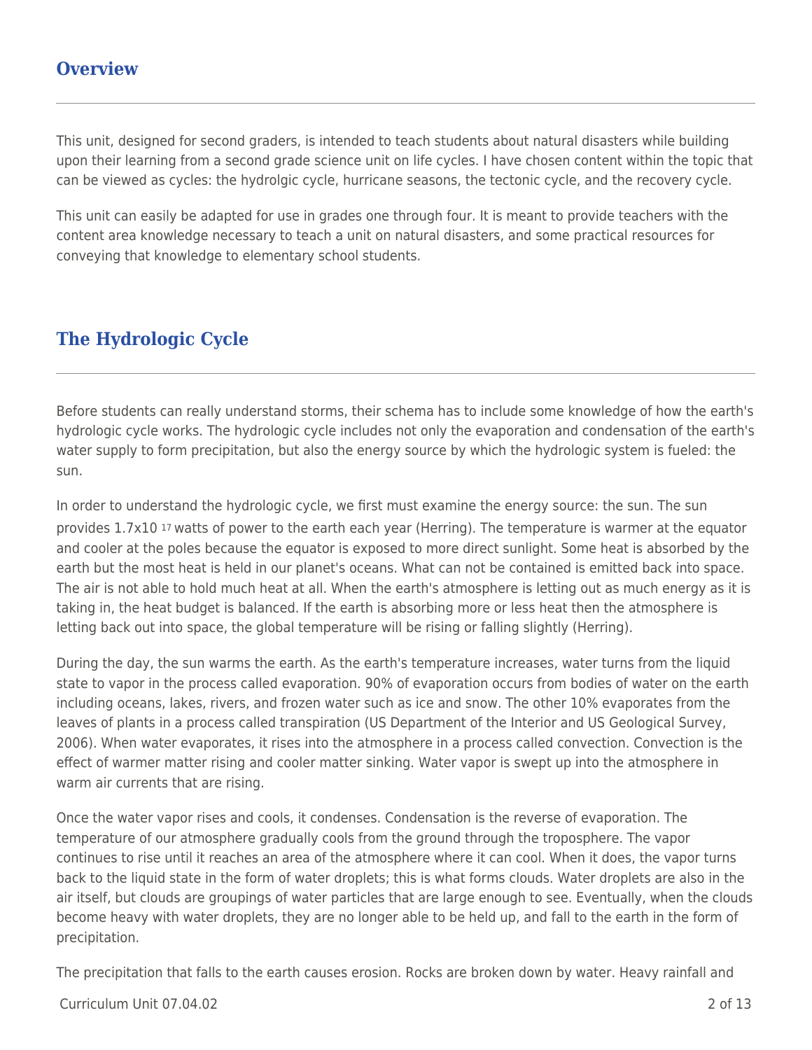## Overview

This unit, designed for second graders, is intended to teach students about natural disasters while building upon their learning from a second grade science unit on life cycles. I have chosen content within the topic that can be viewed as cycles: the hydrolgic cycle, hurricane seasons, the tectonic cycle, and the recovery cycle.

This unit can easily be adapted for use in grades one through four. It is meant to provide teachers with the content area knowledge necessary to teach a unit on natural disasters, and some practical resources for conveying that knowledge to elementary school students.

## The Hydrologic Cycle

Before students can really understand storms, their schema has to include some knowledge of how the earth's hydrologic cycle works. The hydrologic cycle includes not only the evaporation and condensation of the earth's water supply to form precipitation, but also the energy source by which the hydrologic system is fueled: the sun.

In order to understand the hydrologic cycle, we first must examine the energy source: the sun. The sun provides $1.7 \times 10^{17}$ watts of power to the earth each year (Herring). The temperature is warmer at the equator and cooler at the poles because the equator is exposed to more direct sunlight. Some heat is absorbed by the earth but the most heat is held in our planet's oceans. What can not be contained is emitted back into space. The air is not able to hold much heat at all. When the earth's atmosphere is letting out as much energy as it is taking in, the heat budget is balanced. If the earth is absorbing more or less heat then the atmosphere is letting back out into space, the global temperature will be rising or falling slightly (Herring).

During the day, the sun warms the earth. As the earth's temperature increases, water turns from the liquid state to vapor in the process called evaporation. 90% of evaporation occurs from bodies of water on the earth including oceans, lakes, rivers, and frozen water such as ice and snow. The other 10% evaporates from the leaves of plants in a process called transpiration (US Department of the Interior and US Geological Survey, 2006). When water evaporates, it rises into the atmosphere in a process called convection. Convection is the effect of warmer matter rising and cooler matter sinking. Water vapor is swept up into the atmosphere in warm air currents that are rising.

Once the water vapor rises and cools, it condenses. Condensation is the reverse of evaporation. The temperature of our atmosphere gradually cools from the ground through the troposphere. The vapor continues to rise until it reaches an area of the atmosphere where it can cool. When it does, the vapor turns back to the liquid state in the form of water droplets; this is what forms clouds. Water droplets are also in the air itself, but clouds are groupings of water particles that are large enough to see. Eventually, when the clouds become heavy with water droplets, they are no longer able to be held up, and fall to the earth in the form of precipitation.

The precipitation that falls to the earth causes erosion. Rocks are broken down by water. Heavy rainfall and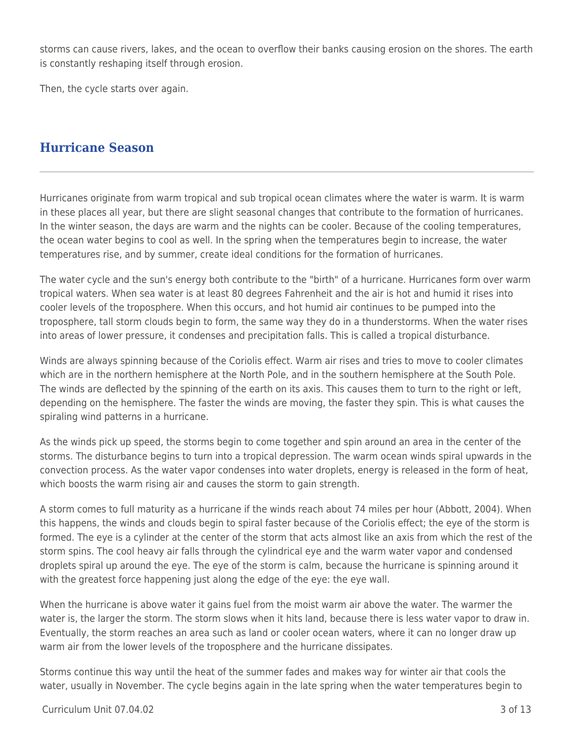storms can cause rivers, lakes, and the ocean to overflow their banks causing erosion on the shores. The earth is constantly reshaping itself through erosion.

Then, the cycle starts over again.

## Hurricane Season

Hurricanes originate from warm tropical and sub tropical ocean climates where the water is warm. It is warm in these places all year, but there are slight seasonal changes that contribute to the formation of hurricanes. In the winter season, the days are warm and the nights can be cooler. Because of the cooling temperatures, the ocean water begins to cool as well. In the spring when the temperatures begin to increase, the water temperatures rise, and by summer, create ideal conditions for the formation of hurricanes.

The water cycle and the sun's energy both contribute to the "birth" of a hurricane. Hurricanes form over warm tropical waters. When sea water is at least 80 degrees Fahrenheit and the air is hot and humid it rises into cooler levels of the troposphere. When this occurs, and hot humid air continues to be pumped into the troposphere, tall storm clouds begin to form, the same way they do in a thunderstorms. When the water rises into areas of lower pressure, it condenses and precipitation falls. This is called a tropical disturbance.

Winds are always spinning because of the Coriolis effect. Warm air rises and tries to move to cooler climates which are in the northern hemisphere at the North Pole, and in the southern hemisphere at the South Pole. The winds are deflected by the spinning of the earth on its axis. This causes them to turn to the right or left, depending on the hemisphere. The faster the winds are moving, the faster they spin. This is what causes the spiraling wind patterns in a hurricane.

As the winds pick up speed, the storms begin to come together and spin around an area in the center of the storms. The disturbance begins to turn into a tropical depression. The warm ocean winds spiral upwards in the convection process. As the water vapor condenses into water droplets, energy is released in the form of heat, which boosts the warm rising air and causes the storm to gain strength.

A storm comes to full maturity as a hurricane if the winds reach about 74 miles per hour (Abbott, 2004). When this happens, the winds and clouds begin to spiral faster because of the Coriolis effect; the eye of the storm is formed. The eye is a cylinder at the center of the storm that acts almost like an axis from which the rest of the storm spins. The cool heavy air falls through the cylindrical eye and the warm water vapor and condensed droplets spiral up around the eye. The eye of the storm is calm, because the hurricane is spinning around it with the greatest force happening just along the edge of the eye: the eye wall.

When the hurricane is above water it gains fuel from the moist warm air above the water. The warmer the water is, the larger the storm. The storm slows when it hits land, because there is less water vapor to draw in. Eventually, the storm reaches an area such as land or cooler ocean waters, where it can no longer draw up warm air from the lower levels of the troposphere and the hurricane dissipates.

Storms continue this way until the heat of the summer fades and makes way for winter air that cools the water, usually in November. The cycle begins again in the late spring when the water temperatures begin to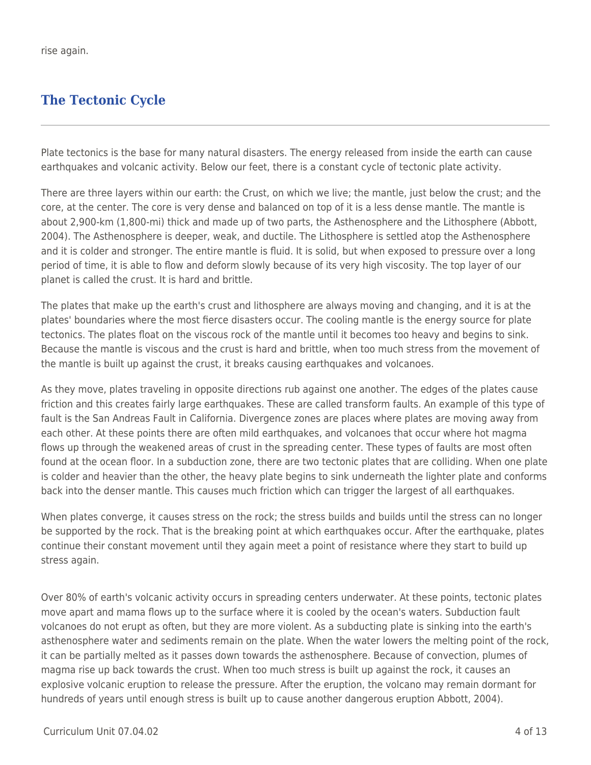rise again.

## The Tectonic Cycle

Plate tectonics is the base for many natural disasters. The energy released from inside the earth can cause earthquakes and volcanic activity. Below our feet, there is a constant cycle of tectonic plate activity.

There are three layers within our earth: the Crust, on which we live; the mantle, just below the crust; and the core, at the center. The core is very dense and balanced on top of it is a less dense mantle. The mantle is about 2,900-km (1,800-mi) thick and made up of two parts, the Asthenosphere and the Lithosphere (Abbott, 2004). The Asthenosphere is deeper, weak, and ductile. The Lithosphere is settled atop the Asthenosphere and it is colder and stronger. The entire mantle is fluid. It is solid, but when exposed to pressure over a long period of time, it is able to flow and deform slowly because of its very high viscosity. The top layer of our planet is called the crust. It is hard and brittle.

The plates that make up the earth's crust and lithosphere are always moving and changing, and it is at the plates' boundaries where the most fierce disasters occur. The cooling mantle is the energy source for plate tectonics. The plates float on the viscous rock of the mantle until it becomes too heavy and begins to sink. Because the mantle is viscous and the crust is hard and brittle, when too much stress from the movement of the mantle is built up against the crust, it breaks causing earthquakes and volcanoes.

As they move, plates traveling in opposite directions rub against one another. The edges of the plates cause friction and this creates fairly large earthquakes. These are called transform faults. An example of this type of fault is the San Andreas Fault in California. Divergence zones are places where plates are moving away from each other. At these points there are often mild earthquakes, and volcanoes that occur where hot magma flows up through the weakened areas of crust in the spreading center. These types of faults are most often found at the ocean floor. In a subduction zone, there are two tectonic plates that are colliding. When one plate is colder and heavier than the other, the heavy plate begins to sink underneath the lighter plate and conforms back into the denser mantle. This causes much friction which can trigger the largest of all earthquakes.

When plates converge, it causes stress on the rock; the stress builds and builds until the stress can no longer be supported by the rock. That is the breaking point at which earthquakes occur. After the earthquake, plates continue their constant movement until they again meet a point of resistance where they start to build up stress again.

Over 80% of earth's volcanic activity occurs in spreading centers underwater. At these points, tectonic plates move apart and mama flows up to the surface where it is cooled by the ocean's waters. Subduction fault volcanoes do not erupt as often, but they are more violent. As a subducting plate is sinking into the earth's asthenosphere water and sediments remain on the plate. When the water lowers the melting point of the rock, it can be partially melted as it passes down towards the asthenosphere. Because of convection, plumes of magma rise up back towards the crust. When too much stress is built up against the rock, it causes an explosive volcanic eruption to release the pressure. After the eruption, the volcano may remain dormant for hundreds of years until enough stress is built up to cause another dangerous eruption Abbott, 2004).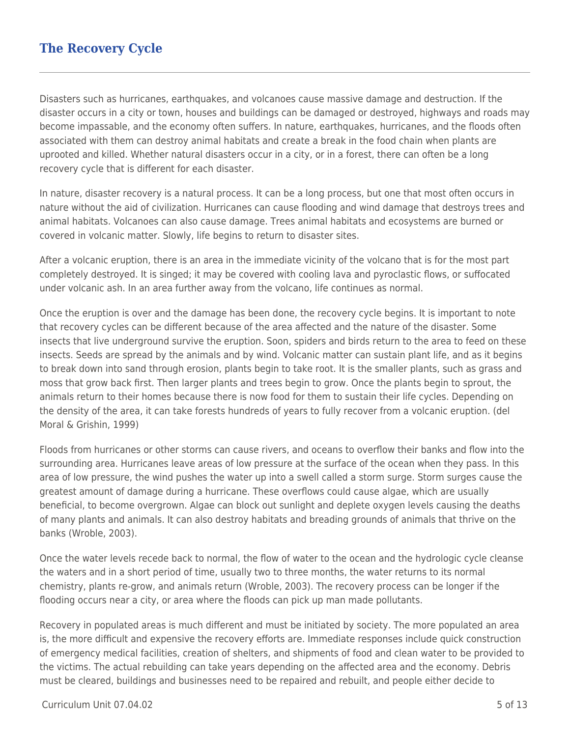## The Recovery Cycle

Disasters such as hurricanes, earthquakes, and volcanoes cause massive damage and destruction. If the disaster occurs in a city or town, houses and buildings can be damaged or destroyed, highways and roads may become impassable, and the economy often suffers. In nature, earthquakes, hurricanes, and the floods often associated with them can destroy animal habitats and create a break in the food chain when plants are uprooted and killed. Whether natural disasters occur in a city, or in a forest, there can often be a long recovery cycle that is different for each disaster.

In nature, disaster recovery is a natural process. It can be a long process, but one that most often occurs in nature without the aid of civilization. Hurricanes can cause flooding and wind damage that destroys trees and animal habitats. Volcanoes can also cause damage. Trees animal habitats and ecosystems are burned or covered in volcanic matter. Slowly, life begins to return to disaster sites.

After a volcanic eruption, there is an area in the immediate vicinity of the volcano that is for the most part completely destroyed. It is singed; it may be covered with cooling lava and pyroclastic flows, or suffocated under volcanic ash. In an area further away from the volcano, life continues as normal.

Once the eruption is over and the damage has been done, the recovery cycle begins. It is important to note that recovery cycles can be different because of the area affected and the nature of the disaster. Some insects that live underground survive the eruption. Soon, spiders and birds return to the area to feed on these insects. Seeds are spread by the animals and by wind. Volcanic matter can sustain plant life, and as it begins to break down into sand through erosion, plants begin to take root. It is the smaller plants, such as grass and moss that grow back first. Then larger plants and trees begin to grow. Once the plants begin to sprout, the animals return to their homes because there is now food for them to sustain their life cycles. Depending on the density of the area, it can take forests hundreds of years to fully recover from a volcanic eruption. (del Moral & Grishin, 1999)

Floods from hurricanes or other storms can cause rivers, and oceans to overflow their banks and flow into the surrounding area. Hurricanes leave areas of low pressure at the surface of the ocean when they pass. In this area of low pressure, the wind pushes the water up into a swell called a storm surge. Storm surges cause the greatest amount of damage during a hurricane. These overflows could cause algae, which are usually beneficial, to become overgrown. Algae can block out sunlight and deplete oxygen levels causing the deaths of many plants and animals. It can also destroy habitats and breading grounds of animals that thrive on the banks (Wroble, 2003).

Once the water levels recede back to normal, the flow of water to the ocean and the hydrologic cycle cleanse the waters and in a short period of time, usually two to three months, the water returns to its normal chemistry, plants re-grow, and animals return (Wroble, 2003). The recovery process can be longer if the flooding occurs near a city, or area where the floods can pick up man made pollutants.

Recovery in populated areas is much different and must be initiated by society. The more populated an area is, the more difficult and expensive the recovery efforts are. Immediate responses include quick construction of emergency medical facilities, creation of shelters, and shipments of food and clean water to be provided to the victims. The actual rebuilding can take years depending on the affected area and the economy. Debris must be cleared, buildings and businesses need to be repaired and rebuilt, and people either decide to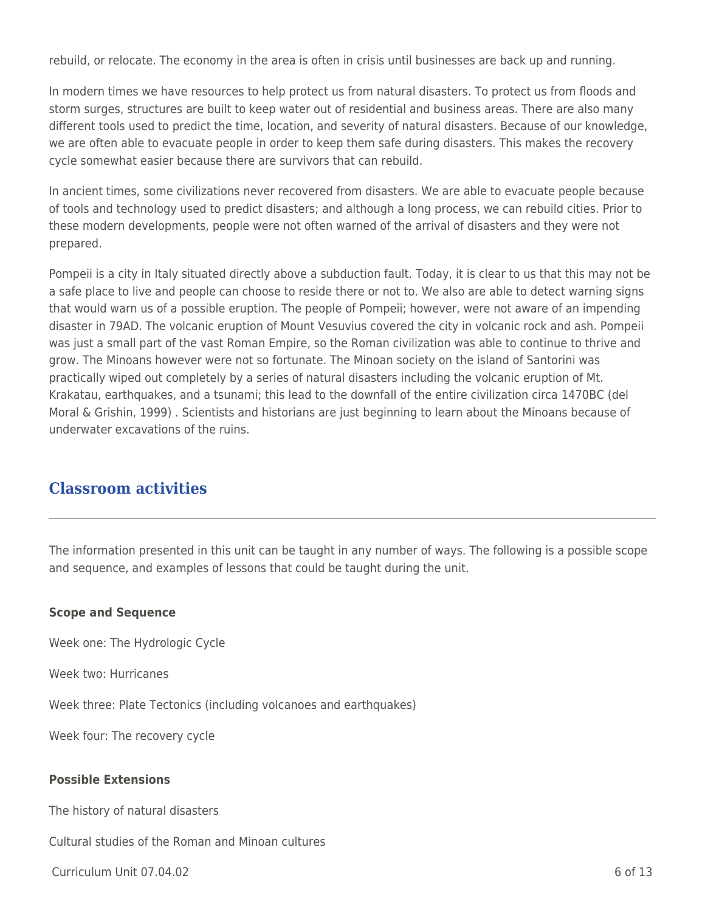rebuild, or relocate. The economy in the area is often in crisis until businesses are back up and running.

In modern times we have resources to help protect us from natural disasters. To protect us from floods and storm surges, structures are built to keep water out of residential and business areas. There are also many different tools used to predict the time, location, and severity of natural disasters. Because of our knowledge, we are often able to evacuate people in order to keep them safe during disasters. This makes the recovery cycle somewhat easier because there are survivors that can rebuild.

In ancient times, some civilizations never recovered from disasters. We are able to evacuate people because of tools and technology used to predict disasters; and although a long process, we can rebuild cities. Prior to these modern developments, people were not often warned of the arrival of disasters and they were not prepared.

Pompeii is a city in Italy situated directly above a subduction fault. Today, it is clear to us that this may not be a safe place to live and people can choose to reside there or not to. We also are able to detect warning signs that would warn us of a possible eruption. The people of Pompeii; however, were not aware of an impending disaster in 79AD. The volcanic eruption of Mount Vesuvius covered the city in volcanic rock and ash. Pompeii was just a small part of the vast Roman Empire, so the Roman civilization was able to continue to thrive and grow. The Minoans however were not so fortunate. The Minoan society on the island of Santorini was practically wiped out completely by a series of natural disasters including the volcanic eruption of Mt. Krakatau, earthquakes, and a tsunami; this lead to the downfall of the entire civilization circa 1470BC (del Moral & Grishin, 1999) . Scientists and historians are just beginning to learn about the Minoans because of underwater excavations of the ruins.

## Classroom activities

The information presented in this unit can be taught in any number of ways. The following is a possible scope and sequence, and examples of lessons that could be taught during the unit.

**Scope and Sequence**

Week one: The Hydrologic Cycle

Week two: Hurricanes

Week three: Plate Tectonics (including volcanoes and earthquakes)

Week four: The recovery cycle

**Possible Extensions**

The history of natural disasters

Cultural studies of the Roman and Minoan cultures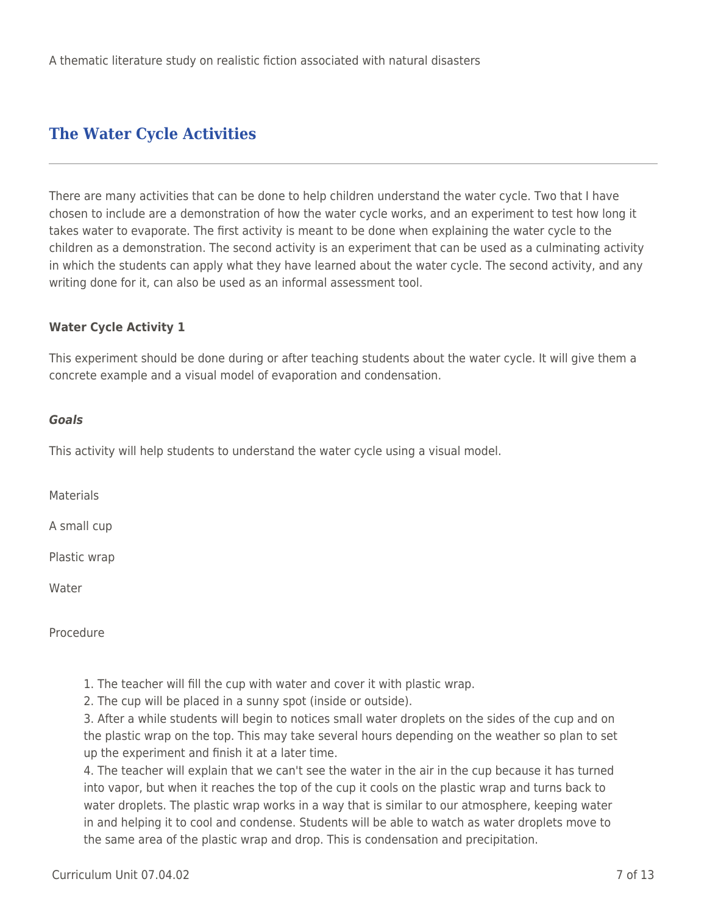A thematic literature study on realistic fiction associated with natural disasters

## The Water Cycle Activities

There are many activities that can be done to help children understand the water cycle. Two that I have chosen to include are a demonstration of how the water cycle works, and an experiment to test how long it takes water to evaporate. The first activity is meant to be done when explaining the water cycle to the children as a demonstration. The second activity is an experiment that can be used as a culminating activity in which the students can apply what they have learned about the water cycle. The second activity, and any writing done for it, can also be used as an informal assessment tool.

**Water Cycle Activity 1**

This experiment should be done during or after teaching students about the water cycle. It will give them a concrete example and a visual model of evaporation and condensation.

***Goals***

This activity will help students to understand the water cycle using a visual model.

Materials

A small cup

Plastic wrap

Water

Procedure

1. The teacher will fill the cup with water and cover it with plastic wrap.
2. The cup will be placed in a sunny spot (inside or outside).
3. After a while students will begin to notices small water droplets on the sides of the cup and on the plastic wrap on the top. This may take several hours depending on the weather so plan to set up the experiment and finish it at a later time.
4. The teacher will explain that we can't see the water in the air in the cup because it has turned into vapor, but when it reaches the top of the cup it cools on the plastic wrap and turns back to water droplets. The plastic wrap works in a way that is similar to our atmosphere, keeping water in and helping it to cool and condense. Students will be able to watch as water droplets move to the same area of the plastic wrap and drop. This is condensation and precipitation.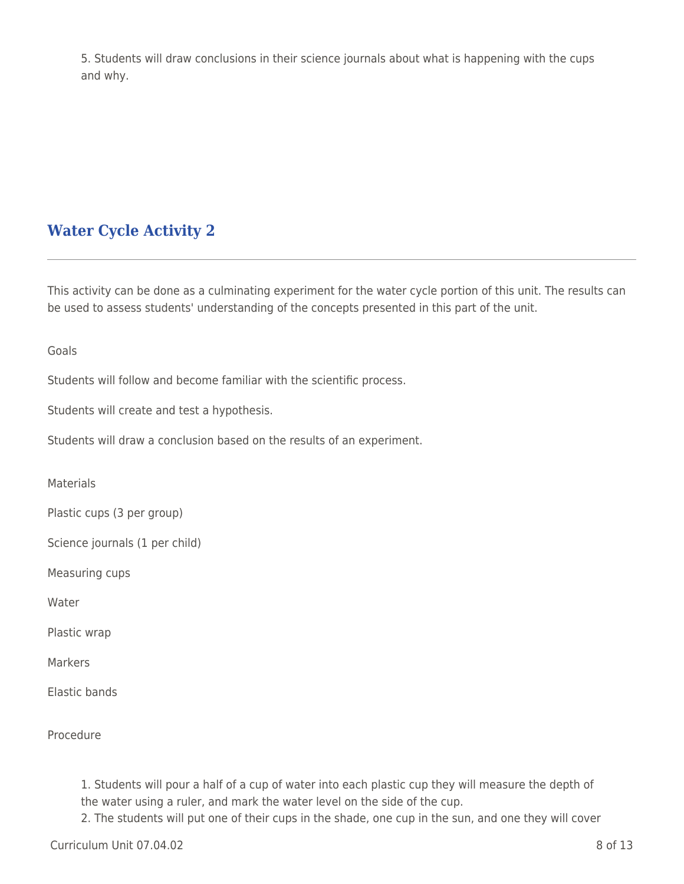5. Students will draw conclusions in their science journals about what is happening with the cups and why.

## Water Cycle Activity 2

This activity can be done as a culminating experiment for the water cycle portion of this unit. The results can be used to assess students' understanding of the concepts presented in this part of the unit.

Goals

Students will follow and become familiar with the scientific process.

Students will create and test a hypothesis.

Students will draw a conclusion based on the results of an experiment.

Materials

Plastic cups (3 per group)

Science journals (1 per child)

Measuring cups

Water

Plastic wrap

Markers

Elastic bands

Procedure

1. Students will pour a half of a cup of water into each plastic cup they will measure the depth of the water using a ruler, and mark the water level on the side of the cup.
2. The students will put one of their cups in the shade, one cup in the sun, and one they will cover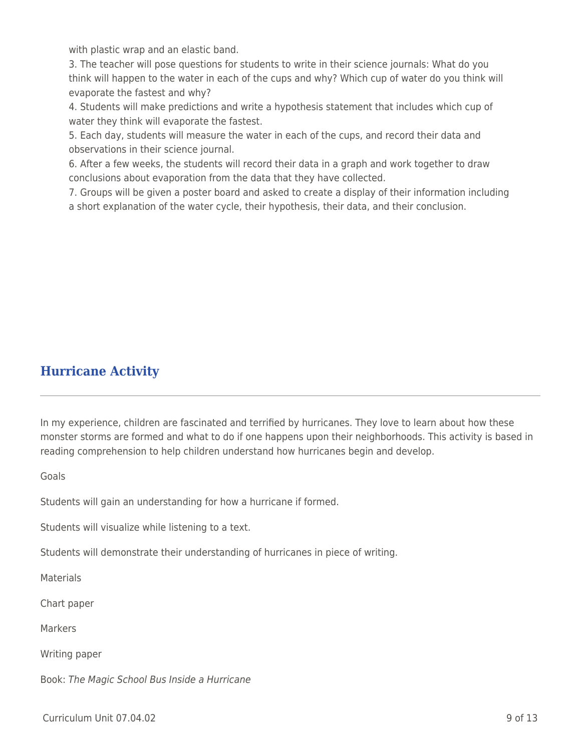with plastic wrap and an elastic band.

3. The teacher will pose questions for students to write in their science journals: What do you think will happen to the water in each of the cups and why? Which cup of water do you think will evaporate the fastest and why?

4. Students will make predictions and write a hypothesis statement that includes which cup of water they think will evaporate the fastest.

5. Each day, students will measure the water in each of the cups, and record their data and observations in their science journal.

6. After a few weeks, the students will record their data in a graph and work together to draw conclusions about evaporation from the data that they have collected.

7. Groups will be given a poster board and asked to create a display of their information including a short explanation of the water cycle, their hypothesis, their data, and their conclusion.

## Hurricane Activity

In my experience, children are fascinated and terrified by hurricanes. They love to learn about how these monster storms are formed and what to do if one happens upon their neighborhoods. This activity is based in reading comprehension to help children understand how hurricanes begin and develop.

Goals

Students will gain an understanding for how a hurricane if formed.

Students will visualize while listening to a text.

Students will demonstrate their understanding of hurricanes in piece of writing.

Materials

Chart paper

Markers

Writing paper

Book: *The Magic School Bus Inside a Hurricane*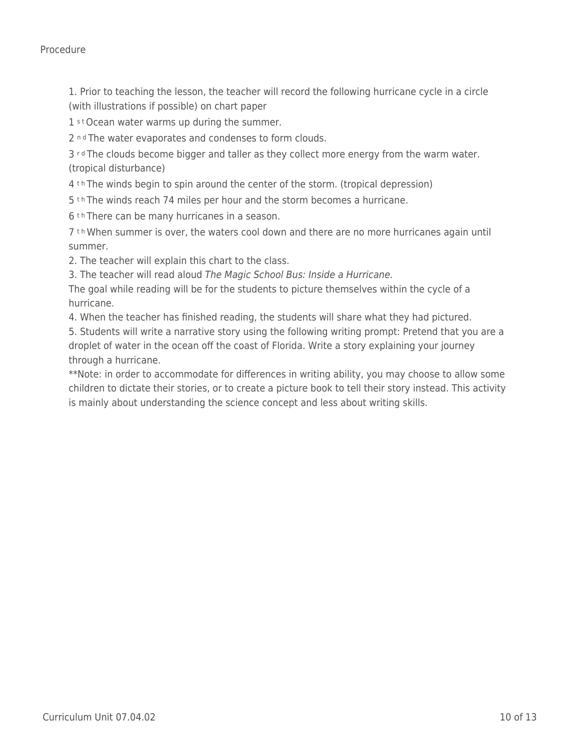Procedure

1. Prior to teaching the lesson, the teacher will record the following hurricane cycle in a circle (with illustrations if possible) on chart paper

1st Ocean water warms up during the summer.

2nd The water evaporates and condenses to form clouds.

3rd The clouds become bigger and taller as they collect more energy from the warm water. (tropical disturbance)

4th The winds begin to spin around the center of the storm. (tropical depression)

5th The winds reach 74 miles per hour and the storm becomes a hurricane.

6th There can be many hurricanes in a season.

7th When summer is over, the waters cool down and there are no more hurricanes again until summer.

2. The teacher will explain this chart to the class.
3. The teacher will read aloud *The Magic School Bus: Inside a Hurricane.*
The goal while reading will be for the students to picture themselves within the cycle of a hurricane.
4. When the teacher has finished reading, the students will share what they had pictured.
5. Students will write a narrative story using the following writing prompt: Pretend that you are a droplet of water in the ocean off the coast of Florida. Write a story explaining your journey through a hurricane.
**Note: in order to accommodate for differences in writing ability, you may choose to allow some children to dictate their stories, or to create a picture book to tell their story instead. This activity is mainly about understanding the science concept and less about writing skills.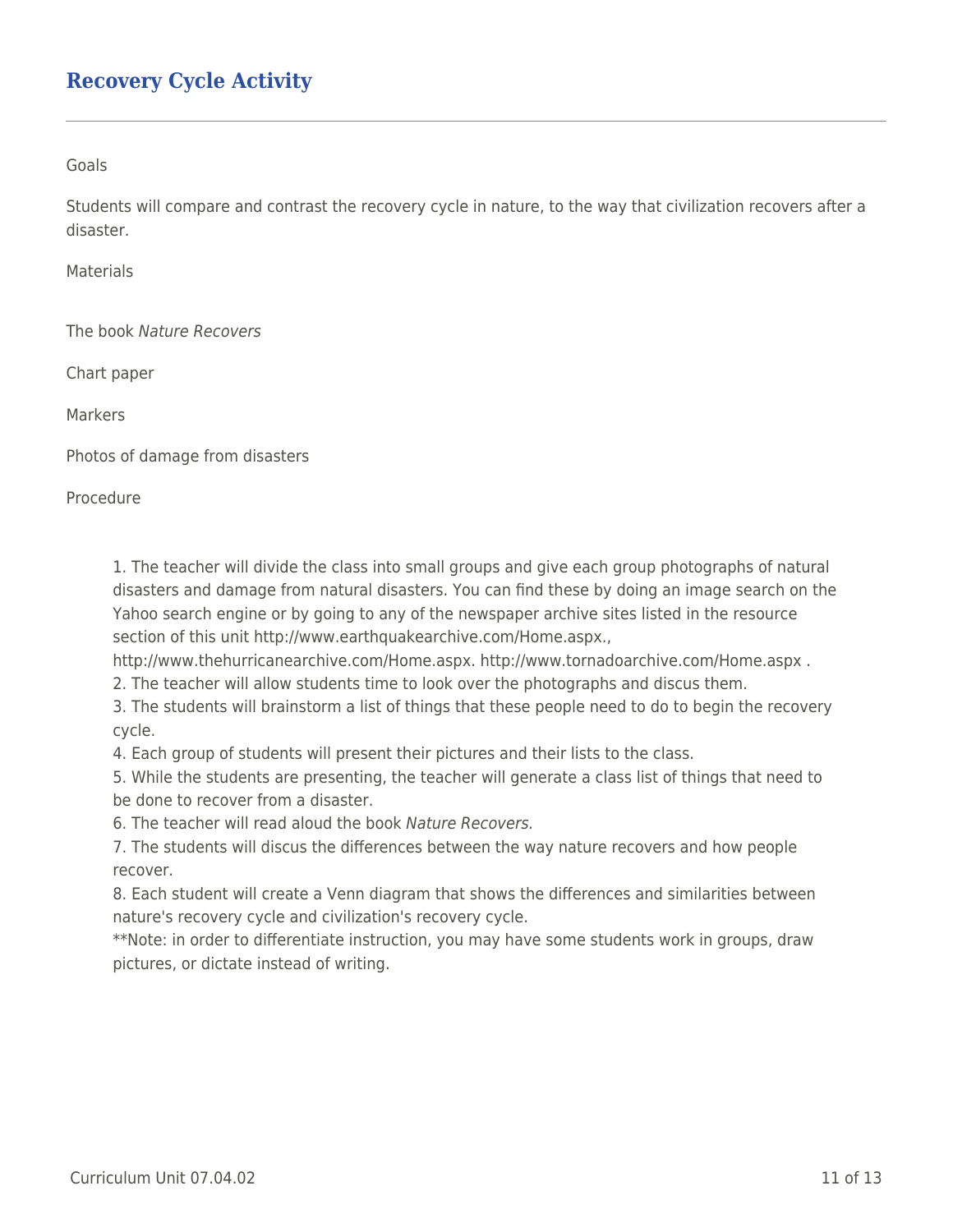## Recovery Cycle Activity

Goals

Students will compare and contrast the recovery cycle in nature, to the way that civilization recovers after a disaster.

Materials

The book *Nature Recovers*

Chart paper

Markers

Photos of damage from disasters

Procedure

1. The teacher will divide the class into small groups and give each group photographs of natural disasters and damage from natural disasters. You can find these by doing an image search on the Yahoo search engine or by going to any of the newspaper archive sites listed in the resource section of this unit http://www.earthquakearchive.com/Home.aspx., http://www.thehurricanearchive.com/Home.aspx. http://www.tornadoarchive.com/Home.aspx .
2. The teacher will allow students time to look over the photographs and discus them.
3. The students will brainstorm a list of things that these people need to do to begin the recovery cycle.
4. Each group of students will present their pictures and their lists to the class.
5. While the students are presenting, the teacher will generate a class list of things that need to be done to recover from a disaster.
6. The teacher will read aloud the book *Nature Recovers.*
7. The students will discus the differences between the way nature recovers and how people recover.
8. Each student will create a Venn diagram that shows the differences and similarities between nature's recovery cycle and civilization's recovery cycle.

**Note: in order to differentiate instruction, you may have some students work in groups, draw pictures, or dictate instead of writing.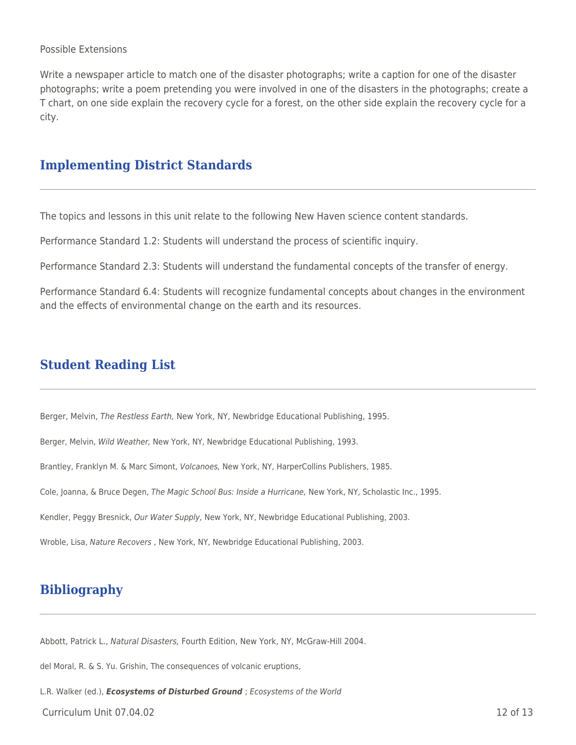Possible Extensions

Write a newspaper article to match one of the disaster photographs; write a caption for one of the disaster photographs; write a poem pretending you were involved in one of the disasters in the photographs; create a T chart, on one side explain the recovery cycle for a forest, on the other side explain the recovery cycle for a city.

## Implementing District Standards

The topics and lessons in this unit relate to the following New Haven science content standards.

Performance Standard 1.2: Students will understand the process of scientific inquiry.

Performance Standard 2.3: Students will understand the fundamental concepts of the transfer of energy.

Performance Standard 6.4: Students will recognize fundamental concepts about changes in the environment and the effects of environmental change on the earth and its resources.

## Student Reading List

Berger, Melvin, *The Restless Earth,* New York, NY, Newbridge Educational Publishing, 1995.

Berger, Melvin, *Wild Weather,* New York, NY, Newbridge Educational Publishing, 1993.

Brantley, Franklyn M. & Marc Simont, *Volcanoes,* New York, NY, HarperCollins Publishers, 1985.

Cole, Joanna, & Bruce Degen, *The Magic School Bus: Inside a Hurricane,* New York, NY, Scholastic Inc., 1995.

Kendler, Peggy Bresnick, *Our Water Supply,* New York, NY, Newbridge Educational Publishing, 2003.

Wroble, Lisa, *Nature Recovers* , New York, NY, Newbridge Educational Publishing, 2003.

## Bibliography

Abbott, Patrick L., *Natural Disasters,* Fourth Edition, New York, NY, McGraw-Hill 2004.

del Moral, R. & S. Yu. Grishin, The consequences of volcanic eruptions,

L.R. Walker (ed.), ***Ecosystems of Disturbed Ground*** ; *Ecosystems of the World*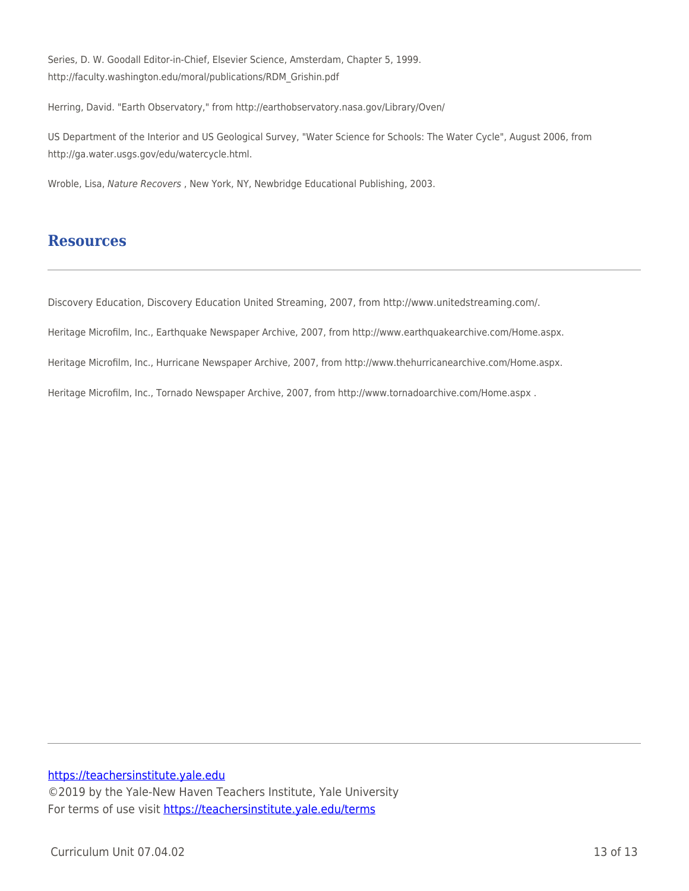Series, D. W. Goodall Editor-in-Chief, Elsevier Science, Amsterdam, Chapter 5, 1999. http://faculty.washington.edu/moral/publications/RDM_Grishin.pdf

Herring, David. "Earth Observatory," from http://earthobservatory.nasa.gov/Library/Oven/

US Department of the Interior and US Geological Survey, "Water Science for Schools: The Water Cycle", August 2006, from http://ga.water.usgs.gov/edu/watercycle.html.

Wroble, Lisa, *Nature Recovers* , New York, NY, Newbridge Educational Publishing, 2003.

## Resources

Discovery Education, Discovery Education United Streaming, 2007, from http://www.unitedstreaming.com/.

Heritage Microfilm, Inc., Earthquake Newspaper Archive, 2007, from http://www.earthquakearchive.com/Home.aspx.

Heritage Microfilm, Inc., Hurricane Newspaper Archive, 2007, from http://www.thehurricanearchive.com/Home.aspx.

Heritage Microfilm, Inc., Tornado Newspaper Archive, 2007, from http://www.tornadoarchive.com/Home.aspx .

https://teachersinstitute.yale.edu
©2019 by the Yale-New Haven Teachers Institute, Yale University
For terms of use visit https://teachersinstitute.yale.edu/terms